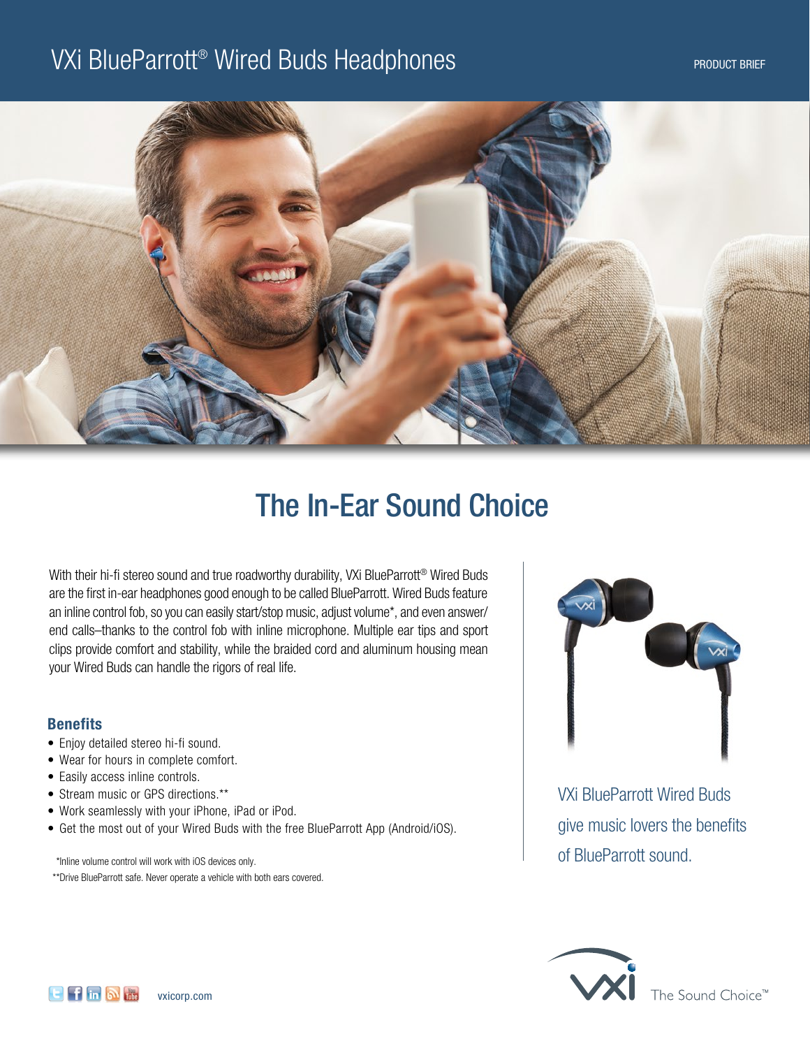# VXi BlueParrott® Wired Buds Headphones

PRODUCT BRIEF

## The In-Ear Sound Choice

With their hi-fi stereo sound and true roadworthy durability, VXi BlueParrott® Wired Buds are the first in-ear headphones good enough to be called BlueParrott. Wired Buds feature an inline control fob, so you can easily start/stop music, adjust volume*, and even answer/end calls–thanks to the control fob with inline microphone. Multiple ear tips and sport clips provide comfort and stability, while the braided cord and aluminum housing mean your Wired Buds can handle the rigors of real life.

### Benefits

- Enjoy detailed stereo hi-fi sound.
- Wear for hours in complete comfort.
- Easily access inline controls.
- Stream music or GPS directions.**
- Work seamlessly with your iPhone, iPad or iPod.
- Get the most out of your Wired Buds with the free BlueParrott App (Android/iOS).

*Inline volume control will work with iOS devices only.

**Drive BlueParrott safe. Never operate a vehicle with both ears covered.

VXi BlueParrott Wired Buds give music lovers the benefits of BlueParrott sound.

vxicorp.com

VXi The Sound Choice™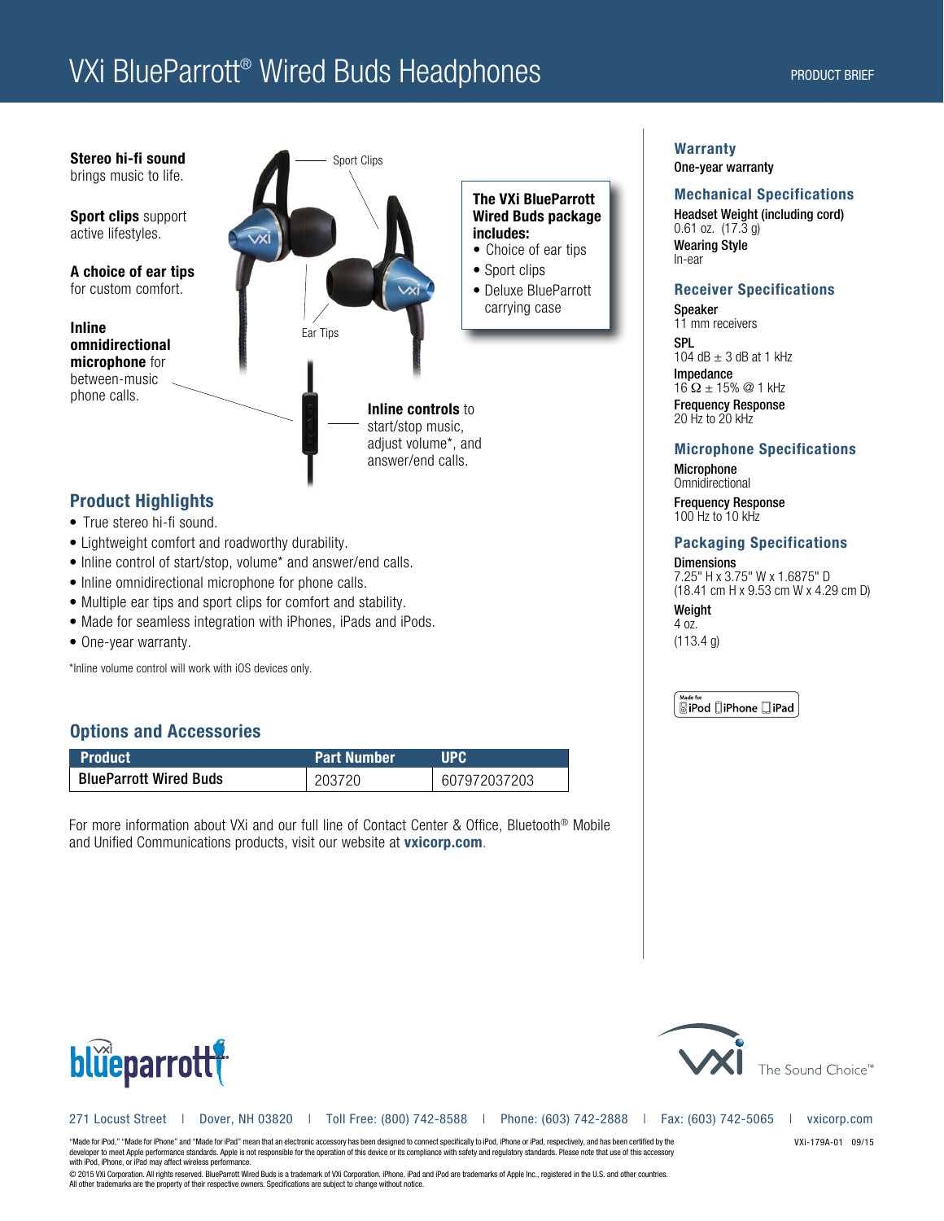# VXi BlueParrott® Wired Buds Headphones

PRODUCT BRIEF

**Stereo hi-fi sound** brings music to life.

**Sport clips** support active lifestyles.

**A choice of ear tips** for custom comfort.

**Inline omnidirectional microphone** for between-music phone calls.

Sport Clips

Ear Tips

**Inline controls** to start/stop music, adjust volume*, and answer/end calls.

**The VXi BlueParrott Wired Buds package includes:**

- Choice of ear tips
- Sport clips
- Deluxe BlueParrott carrying case

## Product Highlights

- True stereo hi-fi sound.
- Lightweight comfort and roadworthy durability.
- Inline control of start/stop, volume* and answer/end calls.
- Inline omnidirectional microphone for phone calls.
- Multiple ear tips and sport clips for comfort and stability.
- Made for seamless integration with iPhones, iPads and iPods.
- One-year warranty.

*Inline volume control will work with iOS devices only.

## Options and Accessories

| Product | Part Number | UPC |
|---|---|---|
| BlueParrott Wired Buds | 203720 | 607972037203 |

For more information about VXi and our full line of Contact Center & Office, Bluetooth® Mobile and Unified Communications products, visit our website at **vxicorp.com**.

## Warranty

One-year warranty

## Mechanical Specifications

**Headset Weight (including cord)**
0.61 oz. (17.3 g)

**Wearing Style**
In-ear

## Receiver Specifications

**Speaker**
11 mm receivers

**SPL**
104 dB ± 3 dB at 1 kHz

**Impedance**
16 Ω ± 15% @ 1 kHz

**Frequency Response**
20 Hz to 20 kHz

## Microphone Specifications

**Microphone**
Omnidirectional

**Frequency Response**
100 Hz to 10 kHz

## Packaging Specifications

**Dimensions**
7.25" H x 3.75" W x 1.6875" D
(18.41 cm H x 9.53 cm W x 4.29 cm D)

**Weight**
4 oz.
(113.4 g)

Made for iPod iPhone iPad

blueparrott

VXi The Sound Choice™

271 Locust Street | Dover, NH 03820 | Toll Free: (800) 742-8588 | Phone: (603) 742-2888 | Fax: (603) 742-5065 | vxicorp.com

"Made for iPod," "Made for iPhone" and "Made for iPad" mean that an electronic accessory has been designed to connect specifically to iPod, iPhone or iPad, respectively, and has been certified by the developer to meet Apple performance standards. Apple is not responsible for the operation of this device or its compliance with safety and regulatory standards. Please note that use of this accessory with iPod, iPhone, or iPad may affect wireless performance.

© 2015 VXi Corporation. All rights reserved. BlueParrott Wired Buds is a trademark of VXi Corporation. iPhone, iPad and iPod are trademarks of Apple Inc., registered in the U.S. and other countries. All other trademarks are the property of their respective owners. Specifications are subject to change without notice.

VXi-179A-01 09/15